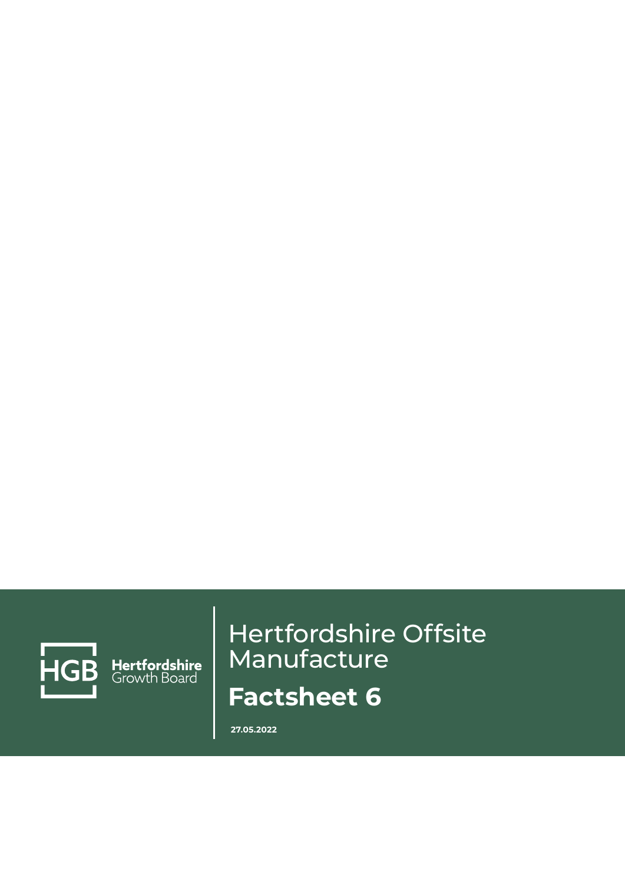HGB Hertfordshire Growth Board

# Hertfordshire Offsite Manufacture

## Factsheet 6

**27.05.2022**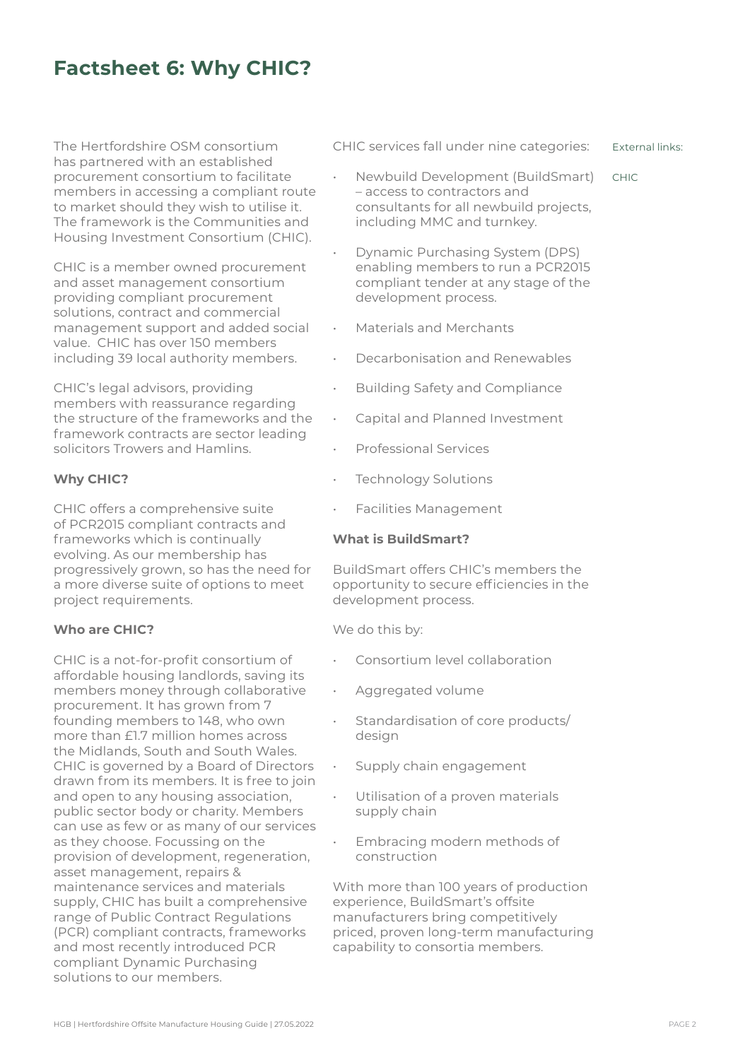# Factsheet 6: Why CHIC?

The Hertfordshire OSM consortium has partnered with an established procurement consortium to facilitate members in accessing a compliant route to market should they wish to utilise it. The framework is the Communities and Housing Investment Consortium (CHIC).

CHIC is a member owned procurement and asset management consortium providing compliant procurement solutions, contract and commercial management support and added social value. CHIC has over 150 members including 39 local authority members.

CHIC's legal advisors, providing members with reassurance regarding the structure of the frameworks and the framework contracts are sector leading solicitors Trowers and Hamlins.

**Why CHIC?**

CHIC offers a comprehensive suite of PCR2015 compliant contracts and frameworks which is continually evolving. As our membership has progressively grown, so has the need for a more diverse suite of options to meet project requirements.

**Who are CHIC?**

CHIC is a not-for-profit consortium of affordable housing landlords, saving its members money through collaborative procurement. It has grown from 7 founding members to 148, who own more than £1.7 million homes across the Midlands, South and South Wales. CHIC is governed by a Board of Directors drawn from its members. It is free to join and open to any housing association, public sector body or charity. Members can use as few or as many of our services as they choose. Focussing on the provision of development, regeneration, asset management, repairs & maintenance services and materials supply, CHIC has built a comprehensive range of Public Contract Regulations (PCR) compliant contracts, frameworks and most recently introduced PCR compliant Dynamic Purchasing solutions to our members.

CHIC services fall under nine categories:

- Newbuild Development (BuildSmart) – access to contractors and consultants for all newbuild projects, including MMC and turnkey.
- Dynamic Purchasing System (DPS) enabling members to run a PCR2015 compliant tender at any stage of the development process.
- Materials and Merchants
- Decarbonisation and Renewables
- Building Safety and Compliance
- Capital and Planned Investment
- Professional Services
- Technology Solutions
- Facilities Management

**What is BuildSmart?**

BuildSmart offers CHIC's members the opportunity to secure efficiencies in the development process.

We do this by:

- Consortium level collaboration
- Aggregated volume
- Standardisation of core products/ design
- Supply chain engagement
- Utilisation of a proven materials supply chain
- Embracing modern methods of construction

With more than 100 years of production experience, BuildSmart's offsite manufacturers bring competitively priced, proven long-term manufacturing capability to consortia members.

External links:

CHIC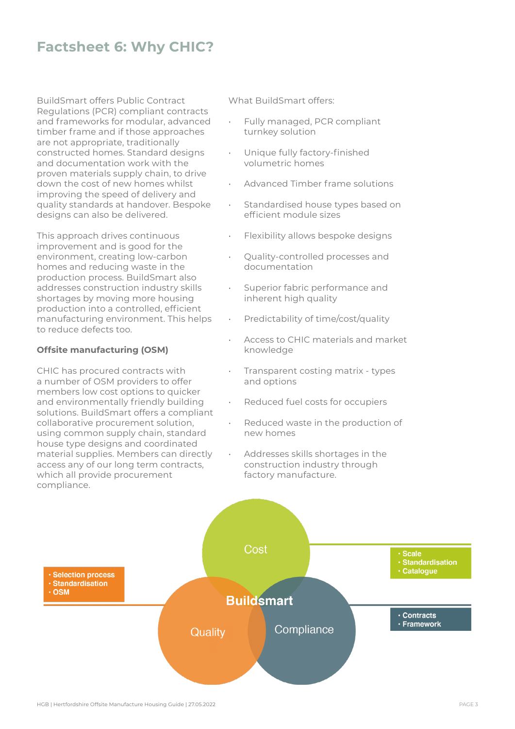# Factsheet 6: Why CHIC?

BuildSmart offers Public Contract Regulations (PCR) compliant contracts and frameworks for modular, advanced timber frame and if those approaches are not appropriate, traditionally constructed homes. Standard designs and documentation work with the proven materials supply chain, to drive down the cost of new homes whilst improving the speed of delivery and quality standards at handover. Bespoke designs can also be delivered.

This approach drives continuous improvement and is good for the environment, creating low-carbon homes and reducing waste in the production process. BuildSmart also addresses construction industry skills shortages by moving more housing production into a controlled, efficient manufacturing environment. This helps to reduce defects too.

**Offsite manufacturing (OSM)**

CHIC has procured contracts with a number of OSM providers to offer members low cost options to quicker and environmentally friendly building solutions. BuildSmart offers a compliant collaborative procurement solution, using common supply chain, standard house type designs and coordinated material supplies. Members can directly access any of our long term contracts, which all provide procurement compliance.

What BuildSmart offers:

- Fully managed, PCR compliant turnkey solution
- Unique fully factory-finished volumetric homes
- Advanced Timber frame solutions
- Standardised house types based on efficient module sizes
- Flexibility allows bespoke designs
- Quality-controlled processes and documentation
- Superior fabric performance and inherent high quality
- Predictability of time/cost/quality
- Access to CHIC materials and market knowledge
- Transparent costing matrix - types and options
- Reduced fuel costs for occupiers
- Reduced waste in the production of new homes
- Addresses skills shortages in the construction industry through factory manufacture.

Buildsmart

Cost
- Scale
- Standardisation
- Catalogue

Quality
- Selection process
- Standardisation
- OSM

Compliance
- Contracts
- Framework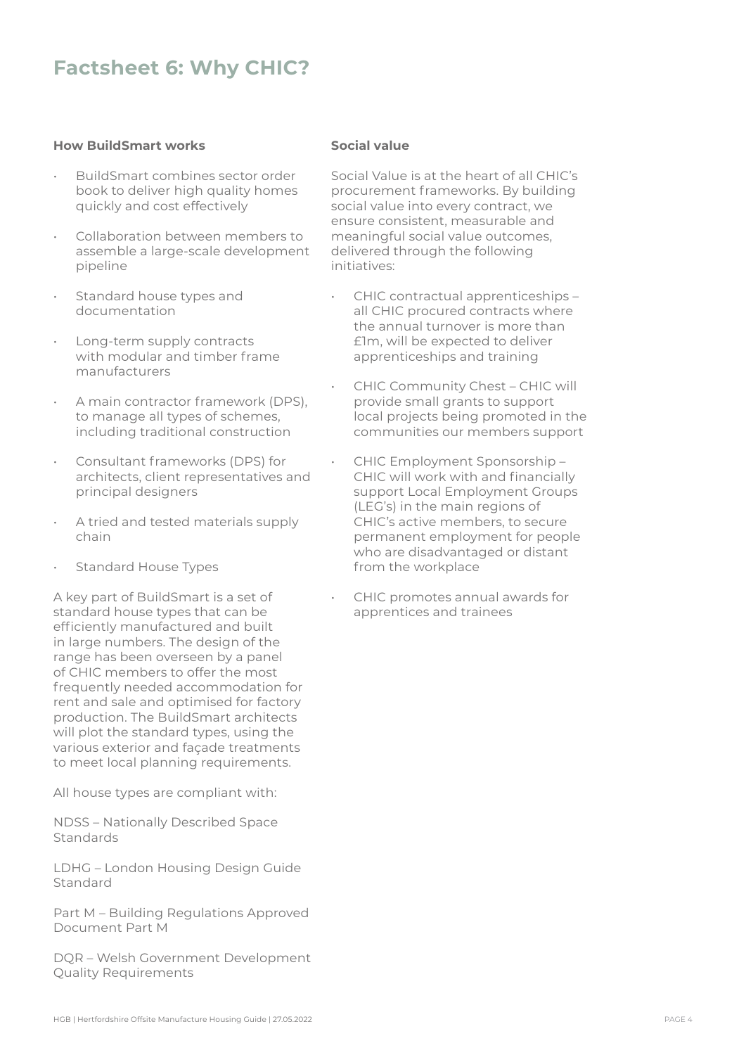# Factsheet 6: Why CHIC?

### How BuildSmart works

- BuildSmart combines sector order book to deliver high quality homes quickly and cost effectively
- Collaboration between members to assemble a large-scale development pipeline
- Standard house types and documentation
- Long-term supply contracts with modular and timber frame manufacturers
- A main contractor framework (DPS), to manage all types of schemes, including traditional construction
- Consultant frameworks (DPS) for architects, client representatives and principal designers
- A tried and tested materials supply chain
- Standard House Types

A key part of BuildSmart is a set of standard house types that can be efficiently manufactured and built in large numbers. The design of the range has been overseen by a panel of CHIC members to offer the most frequently needed accommodation for rent and sale and optimised for factory production. The BuildSmart architects will plot the standard types, using the various exterior and façade treatments to meet local planning requirements.

All house types are compliant with:

NDSS – Nationally Described Space Standards

LDHG – London Housing Design Guide Standard

Part M – Building Regulations Approved Document Part M

DQR – Welsh Government Development Quality Requirements

### Social value

Social Value is at the heart of all CHIC's procurement frameworks. By building social value into every contract, we ensure consistent, measurable and meaningful social value outcomes, delivered through the following initiatives:

- CHIC contractual apprenticeships – all CHIC procured contracts where the annual turnover is more than £1m, will be expected to deliver apprenticeships and training
- CHIC Community Chest – CHIC will provide small grants to support local projects being promoted in the communities our members support
- CHIC Employment Sponsorship – CHIC will work with and financially support Local Employment Groups (LEG's) in the main regions of CHIC's active members, to secure permanent employment for people who are disadvantaged or distant from the workplace
- CHIC promotes annual awards for apprentices and trainees